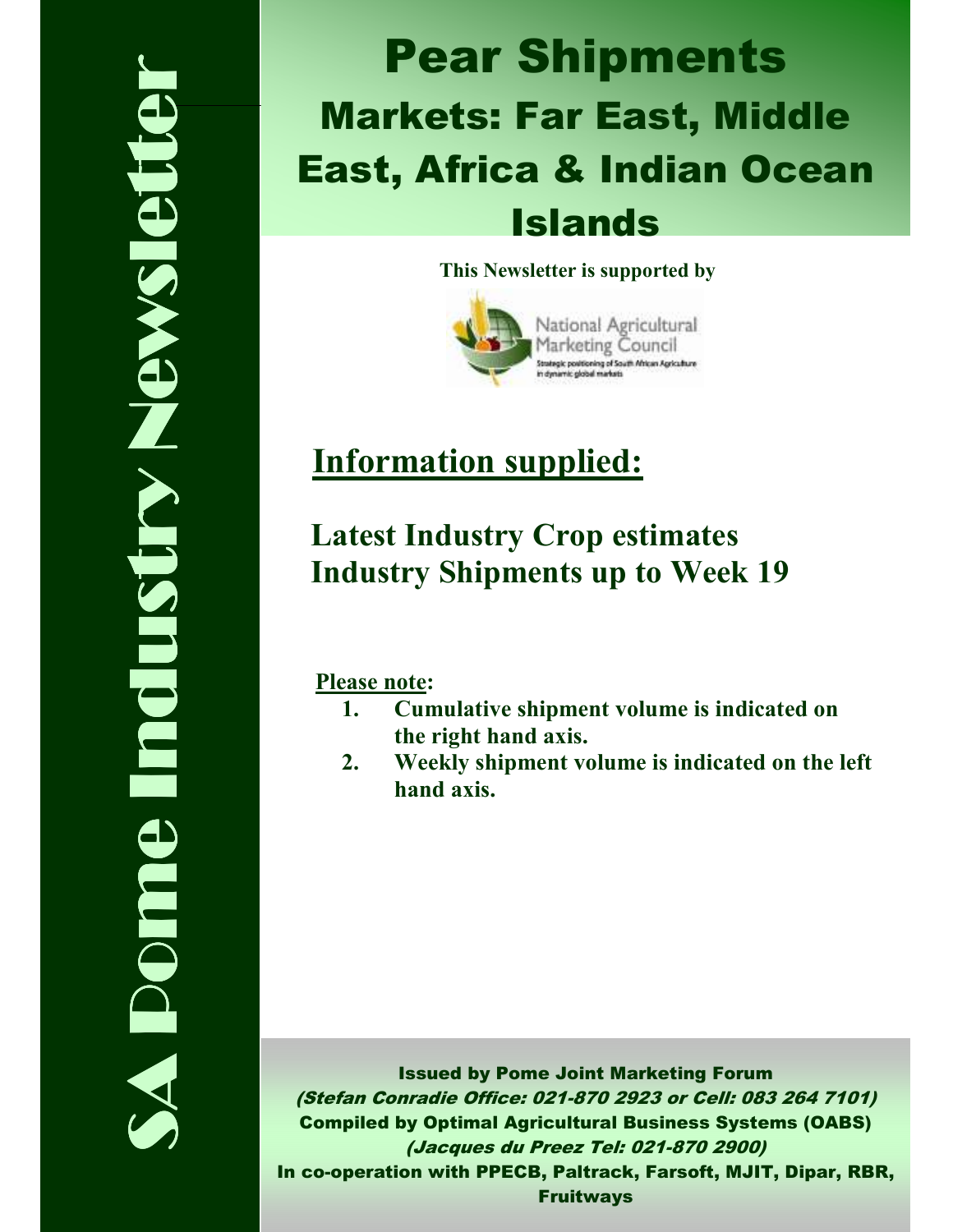# SA Pome Industry Newsletter

# Pear Shipments

## Markets: Far East, Middle East, Africa & Indian Ocean Islands

**This Newsletter is supported by**

National Agricultural Marketing Council

Strategic positioning of South African Agriculture in dynamic global markets

## Information supplied:

**Latest Industry Crop estimates**
**Industry Shipments up to Week 19**

**Please note:**

1. **Cumulative shipment volume is indicated on the right hand axis.**
2. **Weekly shipment volume is indicated on the left hand axis.**

**Issued by Pome Joint Marketing Forum**
***(Stefan Conradie Office: 021-870 2923 or Cell: 083 264 7101)***
**Compiled by Optimal Agricultural Business Systems (OABS)**
***(Jacques du Preez Tel: 021-870 2900)***
**In co-operation with PPECB, Paltrack, Farsoft, MJIT, Dipar, RBR, Fruitways**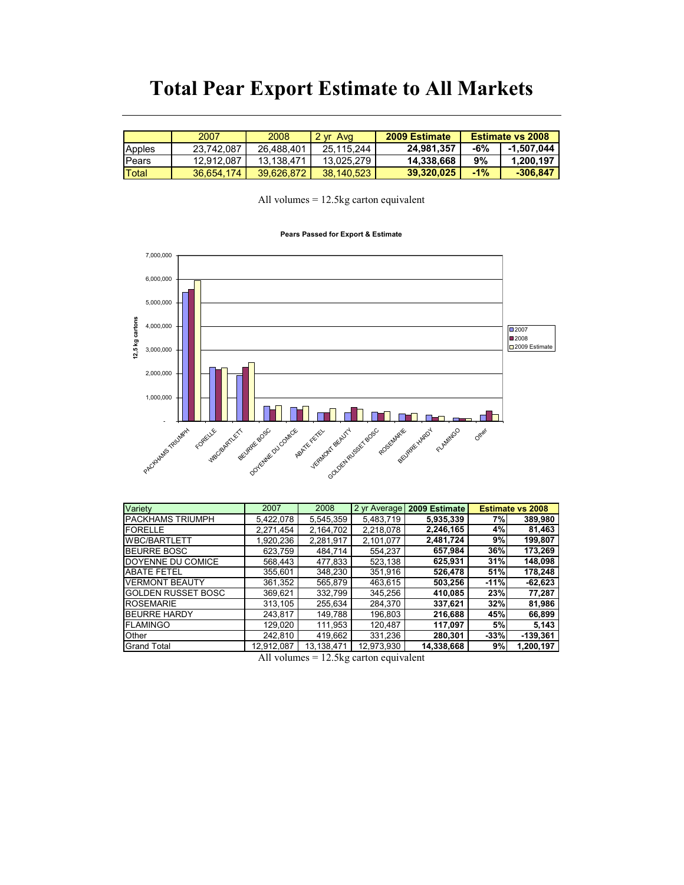# Total Pear Export Estimate to All Markets

| | 2007 | 2008 | 2 yr Avg | 2009 Estimate | Estimate vs 2008 | |
|---|---|---|---|---|---|---|
| Apples | 23,742,087 | 26,488,401 | 25,115,244 | **24,981,357** | **-6%** | **-1,507,044** |
| Pears | 12,912,087 | 13,138,471 | 13,025,279 | **14,338,668** | **9%** | **1,200,197** |
| Total | 36,654,174 | 39,626,872 | 38,140,523 | **39,320,025** | **-1%** | **-306,847** |

All volumes = 12.5kg carton equivalent

**Pears Passed for Export & Estimate**

| Variety | 2007 | 2008 | 2 yr Average | 2009 Estimate | Estimate vs 2008 | |
|---|---|---|---|---|---|---|
| PACKHAMS TRIUMPH | 5,422,078 | 5,545,359 | 5,483,719 | **5,935,339** | **7%** | **389,980** |
| FORELLE | 2,271,454 | 2,164,702 | 2,218,078 | **2,246,165** | **4%** | **81,463** |
| WBC/BARTLETT | 1,920,236 | 2,281,917 | 2,101,077 | **2,481,724** | **9%** | **199,807** |
| BEURRE BOSC | 623,759 | 484,714 | 554,237 | **657,984** | **36%** | **173,269** |
| DOYENNE DU COMICE | 568,443 | 477,833 | 523,138 | **625,931** | **31%** | **148,098** |
| ABATE FETEL | 355,601 | 348,230 | 351,916 | **526,478** | **51%** | **178,248** |
| VERMONT BEAUTY | 361,352 | 565,879 | 463,615 | **503,256** | **-11%** | **-62,623** |
| GOLDEN RUSSET BOSC | 369,621 | 332,799 | 345,256 | **410,085** | **23%** | **77,287** |
| ROSEMARIE | 313,105 | 255,634 | 284,370 | **337,621** | **32%** | **81,986** |
| BEURRE HARDY | 243,817 | 149,788 | 196,803 | **216,688** | **45%** | **66,899** |
| FLAMINGO | 129,020 | 111,953 | 120,487 | **117,097** | **5%** | **5,143** |
| Other | 242,810 | 419,662 | 331,236 | **280,301** | **-33%** | **-139,361** |
| Grand Total | 12,912,087 | 13,138,471 | 12,973,930 | **14,338,668** | **9%** | **1,200,197** |

All volumes = 12.5kg carton equivalent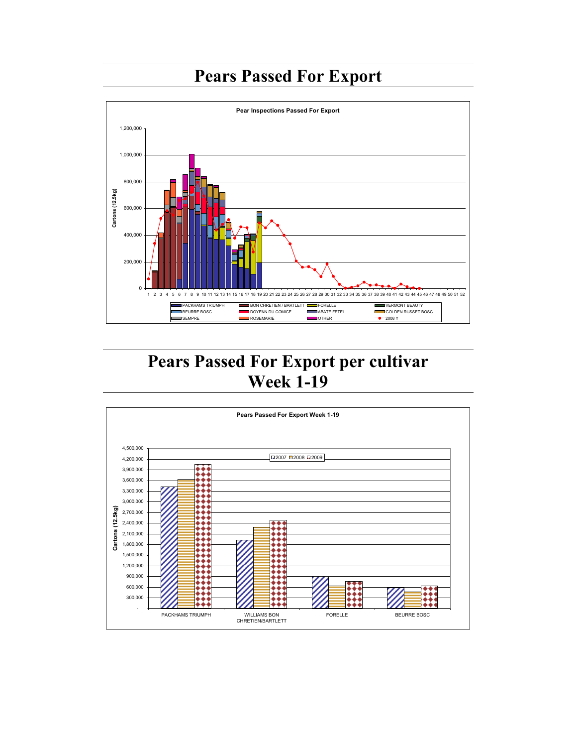# Pears Passed For Export

**Pear Inspections Passed For Export**

Cartons (12.5kg)

Legend: PACKHAMS TRIUMPH, BON CHRETIEN / BARTLETT, FORELLE, VERMONT BEAUTY, BEURRE BOSC, DOYENN DU COMICE, ABATE FETEL, GOLDEN RUSSET BOSC, SEMPRE, ROSEMARIE, OTHER, 2008 Y

# Pears Passed For Export per cultivar Week 1-19

**Pears Passed For Export Week 1-19**

Cartons (12.5kg)

Legend: 2007, 2008, 2009

Categories: PACKHAMS TRIUMPH, WILLIAMS BON CHRETIEN/BARTLETT, FORELLE, BEURRE BOSC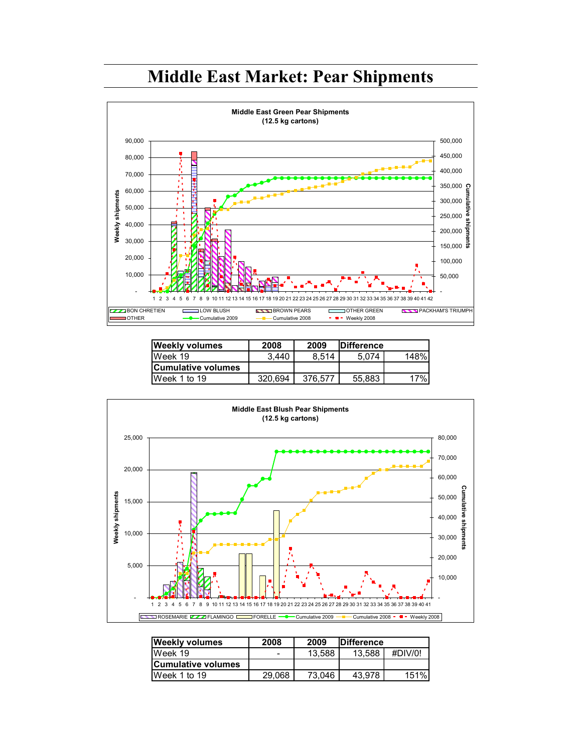# Middle East Market: Pear Shipments

Middle East Green Pear Shipments
(12.5 kg cartons)

| Weekly volumes | 2008 | 2009 | Difference | |
|---|---|---|---|---|
| Week 19 | 3,440 | 8,514 | 5,074 | 148% |
| **Cumulative volumes** | | | | |
| Week 1 to 19 | 320,694 | 376,577 | 55,883 | 17% |

Middle East Blush Pear Shipments
(12.5 kg cartons)

| Weekly volumes | 2008 | 2009 | Difference | |
|---|---|---|---|---|
| Week 19 | - | 13,588 | 13,588 | #DIV/0! |
| **Cumulative volumes** | | | | |
| Week 1 to 19 | 29,068 | 73,046 | 43,978 | 151% |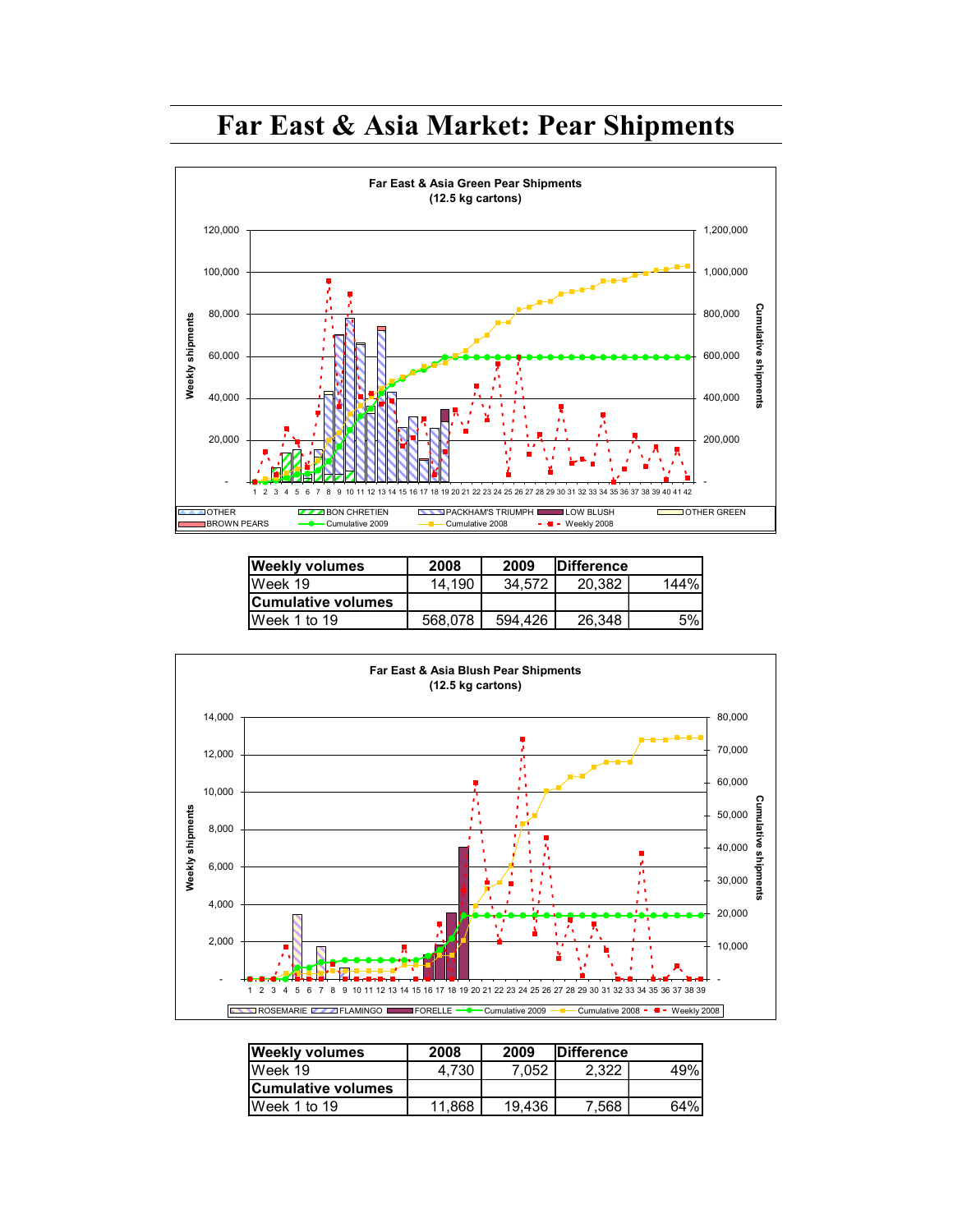# Far East & Asia Market: Pear Shipments

Far East & Asia Green Pear Shipments
(12.5 kg cartons)

| Weekly volumes | 2008 | 2009 | Difference | |
|---|---|---|---|---|
| Week 19 | 14,190 | 34,572 | 20,382 | 144% |
| **Cumulative volumes** | | | | |
| Week 1 to 19 | 568,078 | 594,426 | 26,348 | 5% |

Far East & Asia Blush Pear Shipments
(12.5 kg cartons)

| Weekly volumes | 2008 | 2009 | Difference | |
|---|---|---|---|---|
| Week 19 | 4,730 | 7,052 | 2,322 | 49% |
| **Cumulative volumes** | | | | |
| Week 1 to 19 | 11,868 | 19,436 | 7,568 | 64% |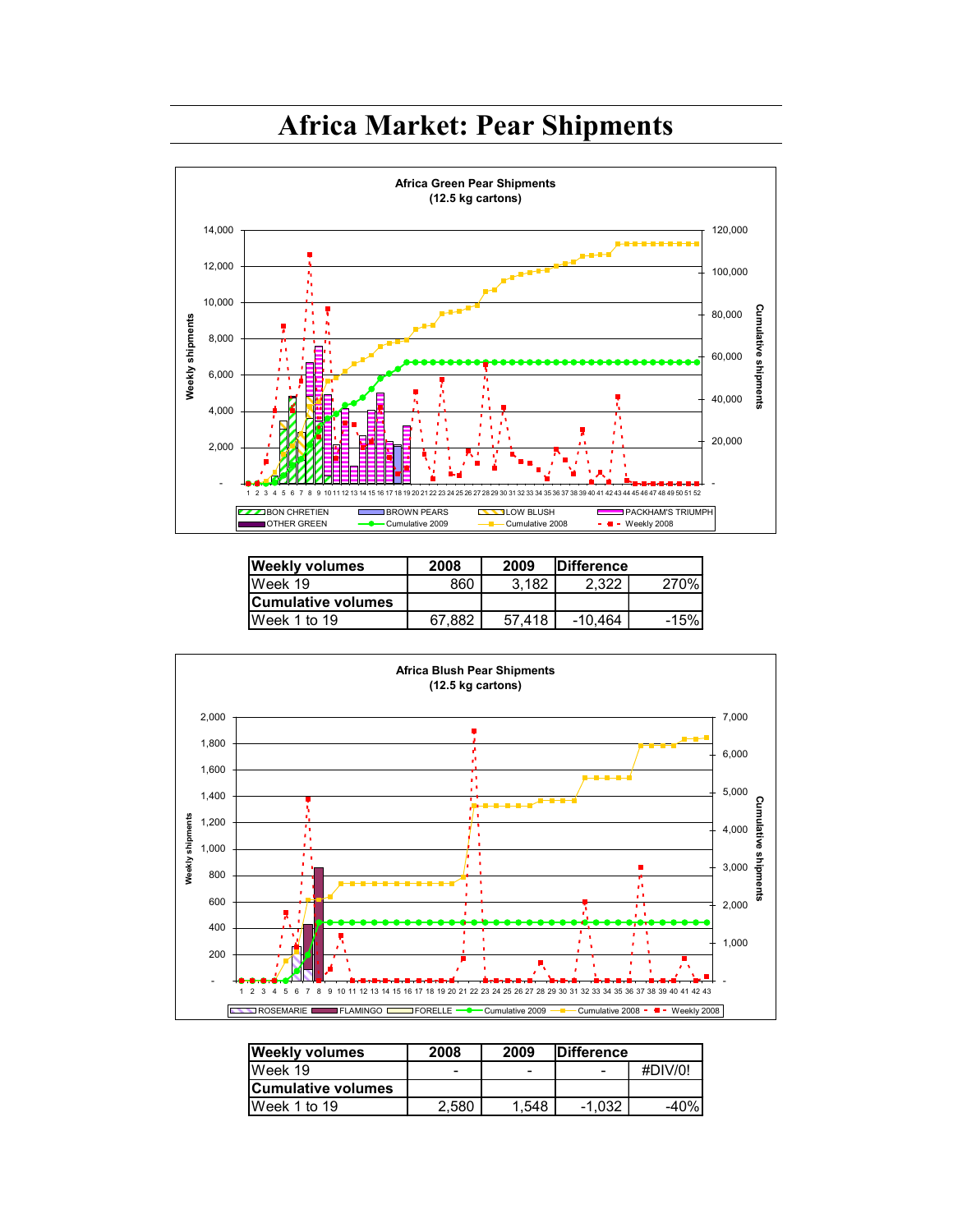# Africa Market: Pear Shipments

**Africa Green Pear Shipments**
**(12.5 kg cartons)**

| Weekly volumes | 2008 | 2009 | Difference | |
|---|---|---|---|---|
| Week 19 | 860 | 3,182 | 2,322 | 270% |
| **Cumulative volumes** | | | | |
| Week 1 to 19 | 67,882 | 57,418 | -10,464 | -15% |

**Africa Blush Pear Shipments**
**(12.5 kg cartons)**

| Weekly volumes | 2008 | 2009 | Difference | |
|---|---|---|---|---|
| Week 19 | - | - | - | #DIV/0! |
| **Cumulative volumes** | | | | |
| Week 1 to 19 | 2,580 | 1,548 | -1,032 | -40% |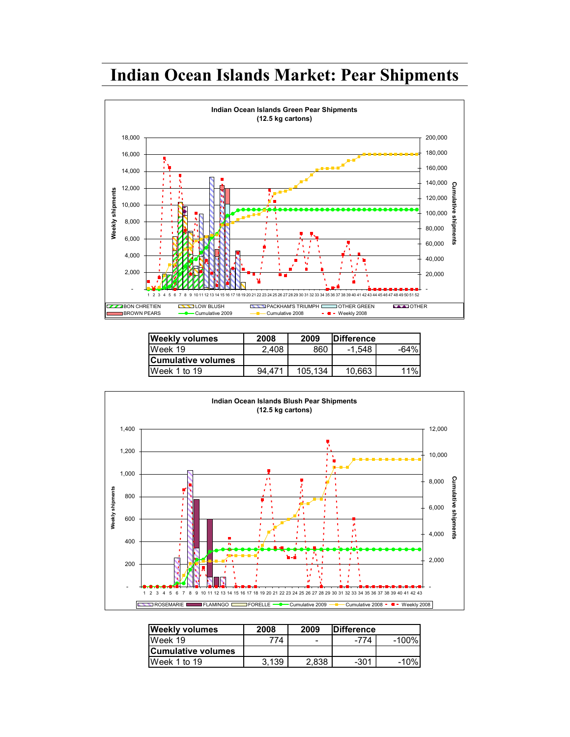# Indian Ocean Islands Market: Pear Shipments

| Weekly volumes | 2008 | 2009 | Difference | |
|---|---|---|---|---|
| Week 19 | 2,408 | 860 | -1,548 | -64% |
| **Cumulative volumes** | | | | |
| Week 1 to 19 | 94,471 | 105,134 | 10,663 | 11% |

| Weekly volumes | 2008 | 2009 | Difference | |
|---|---|---|---|---|
| Week 19 | 774 | - | -774 | -100% |
| **Cumulative volumes** | | | | |
| Week 1 to 19 | 3,139 | 2,838 | -301 | -10% |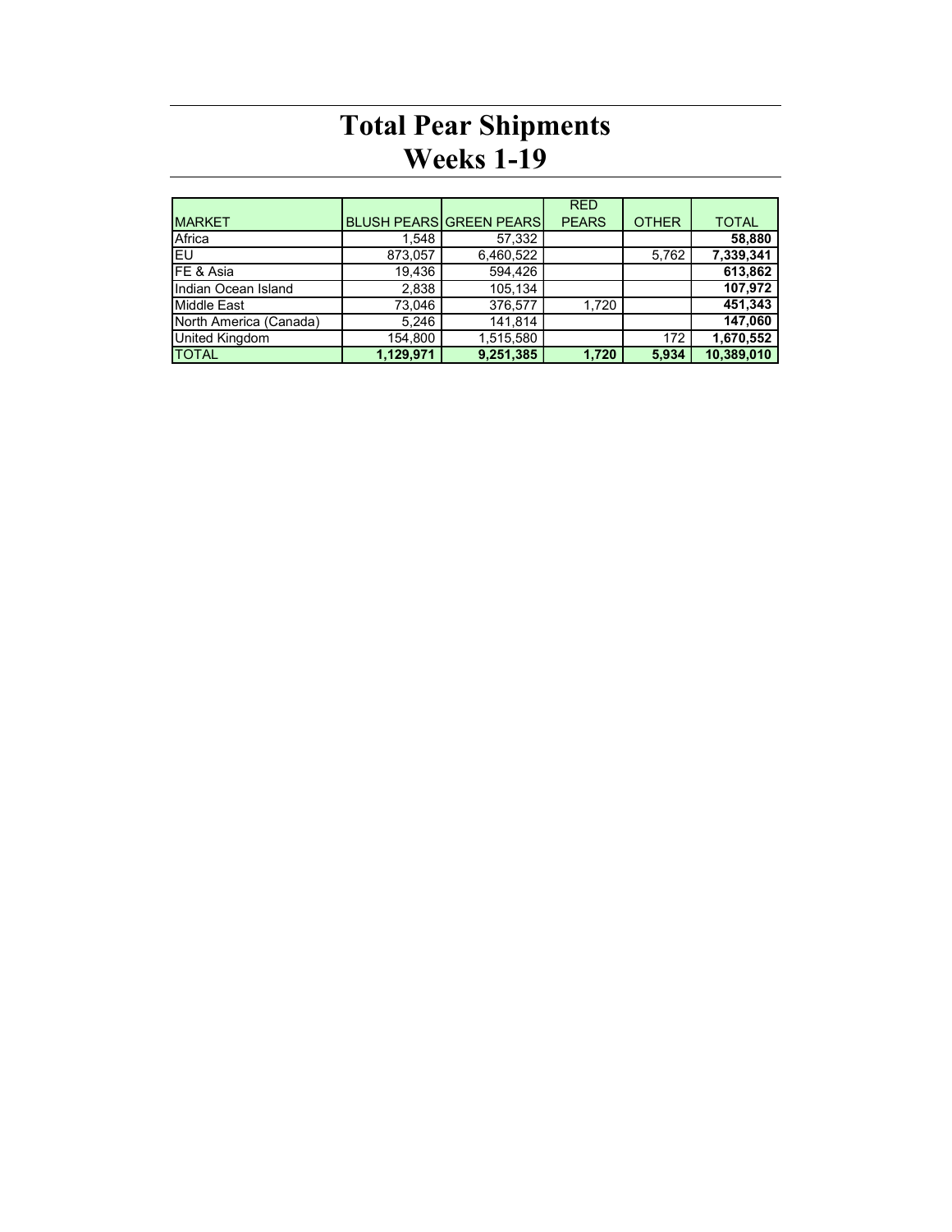# Total Pear Shipments
# Weeks 1-19

| MARKET | BLUSH PEARS | GREEN PEARS | RED PEARS | OTHER | TOTAL |
|---|---|---|---|---|---|
| Africa | 1,548 | 57,332 | | | **58,880** |
| EU | 873,057 | 6,460,522 | | 5,762 | **7,339,341** |
| FE & Asia | 19,436 | 594,426 | | | **613,862** |
| Indian Ocean Island | 2,838 | 105,134 | | | **107,972** |
| Middle East | 73,046 | 376,577 | 1,720 | | **451,343** |
| North America (Canada) | 5,246 | 141,814 | | | **147,060** |
| United Kingdom | 154,800 | 1,515,580 | | 172 | **1,670,552** |
| TOTAL | **1,129,971** | **9,251,385** | **1,720** | **5,934** | **10,389,010** |